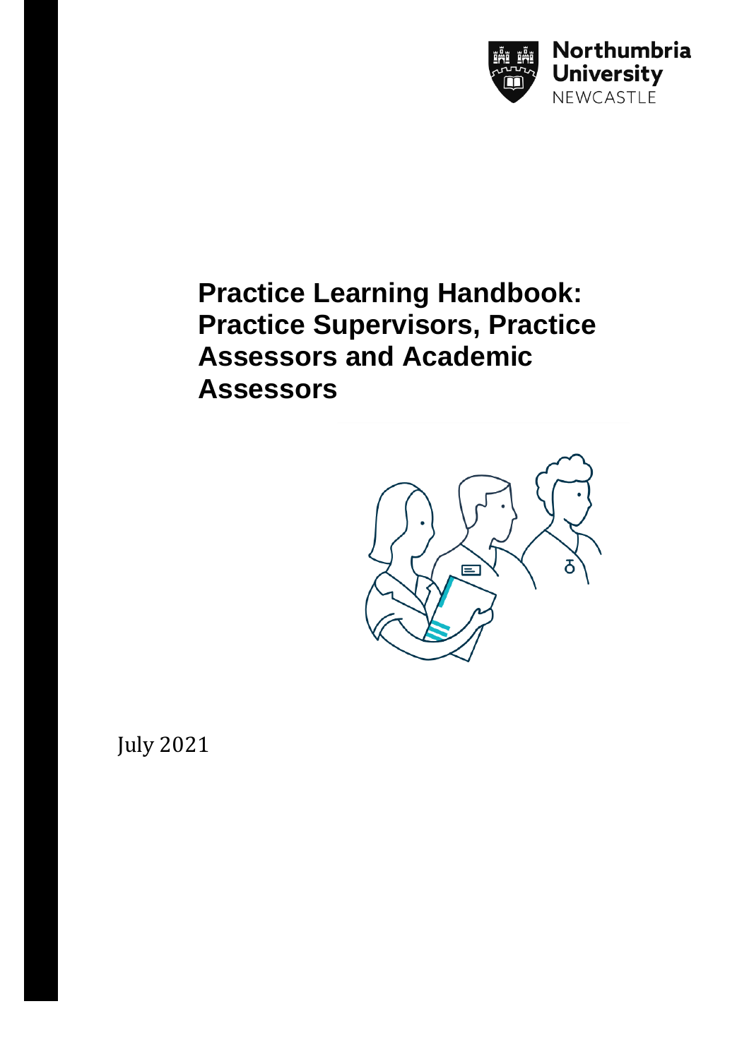Northumbria University NEWCASTLE

# Practice Learning Handbook: Practice Supervisors, Practice Assessors and Academic Assessors

July 2021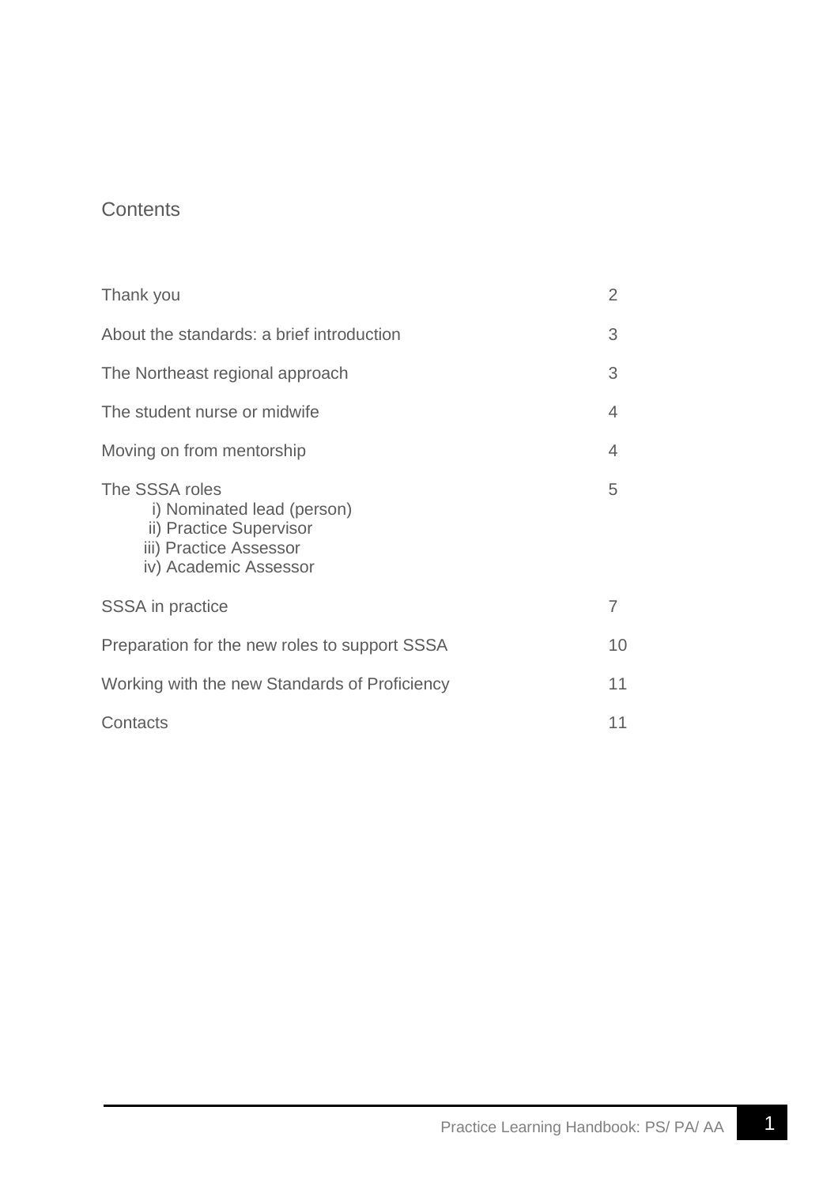# Contents

| | |
|---|---|
| Thank you | 2 |
| About the standards: a brief introduction | 3 |
| The Northeast regional approach | 3 |
| The student nurse or midwife | 4 |
| Moving on from mentorship | 4 |
| The SSSA roles<br>i) Nominated lead (person)<br>ii) Practice Supervisor<br>iii) Practice Assessor<br>iv) Academic Assessor | 5 |
| SSSA in practice | 7 |
| Preparation for the new roles to support SSSA | 10 |
| Working with the new Standards of Proficiency | 11 |
| Contacts | 11 |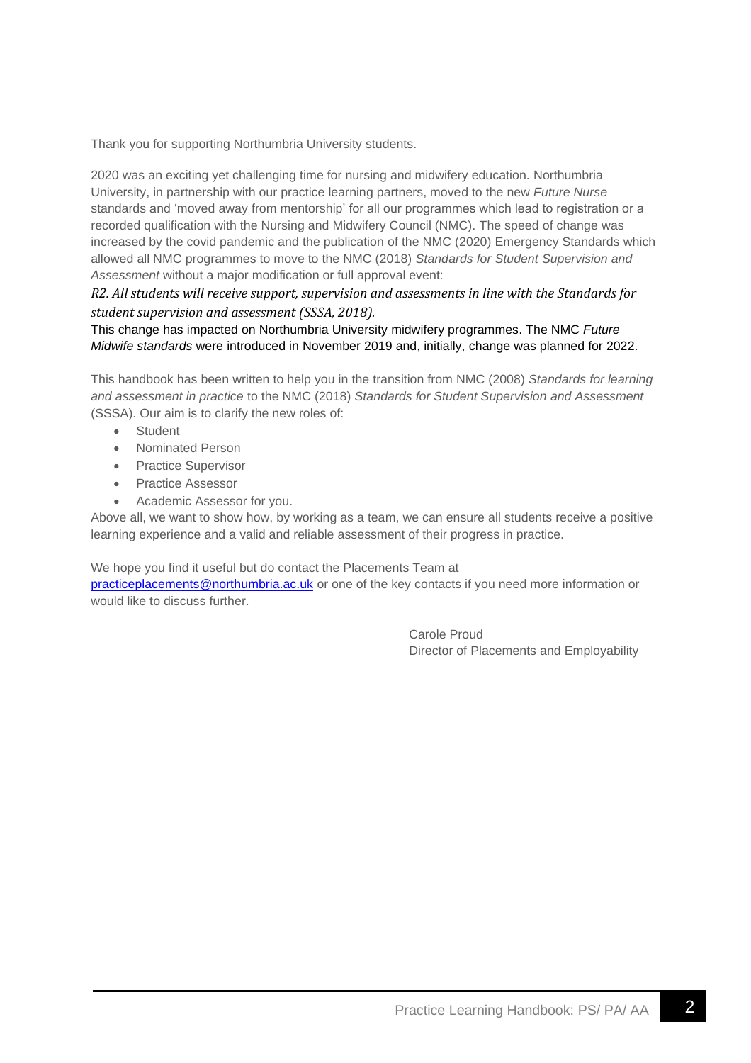Thank you for supporting Northumbria University students.

2020 was an exciting yet challenging time for nursing and midwifery education. Northumbria University, in partnership with our practice learning partners, moved to the new *Future Nurse* standards and 'moved away from mentorship' for all our programmes which lead to registration or a recorded qualification with the Nursing and Midwifery Council (NMC). The speed of change was increased by the covid pandemic and the publication of the NMC (2020) Emergency Standards which allowed all NMC programmes to move to the NMC (2018) *Standards for Student Supervision and Assessment* without a major modification or full approval event:

*R2. All students will receive support, supervision and assessments in line with the Standards for student supervision and assessment (SSSA, 2018).*

This change has impacted on Northumbria University midwifery programmes. The NMC *Future Midwife standards* were introduced in November 2019 and, initially, change was planned for 2022.

This handbook has been written to help you in the transition from NMC (2008) *Standards for learning and assessment in practice* to the NMC (2018) *Standards for Student Supervision and Assessment* (SSSA). Our aim is to clarify the new roles of:

- Student
- Nominated Person
- Practice Supervisor
- Practice Assessor
- Academic Assessor for you.

Above all, we want to show how, by working as a team, we can ensure all students receive a positive learning experience and a valid and reliable assessment of their progress in practice.

We hope you find it useful but do contact the Placements Team at practiceplacements@northumbria.ac.uk or one of the key contacts if you need more information or would like to discuss further.

Carole Proud
Director of Placements and Employability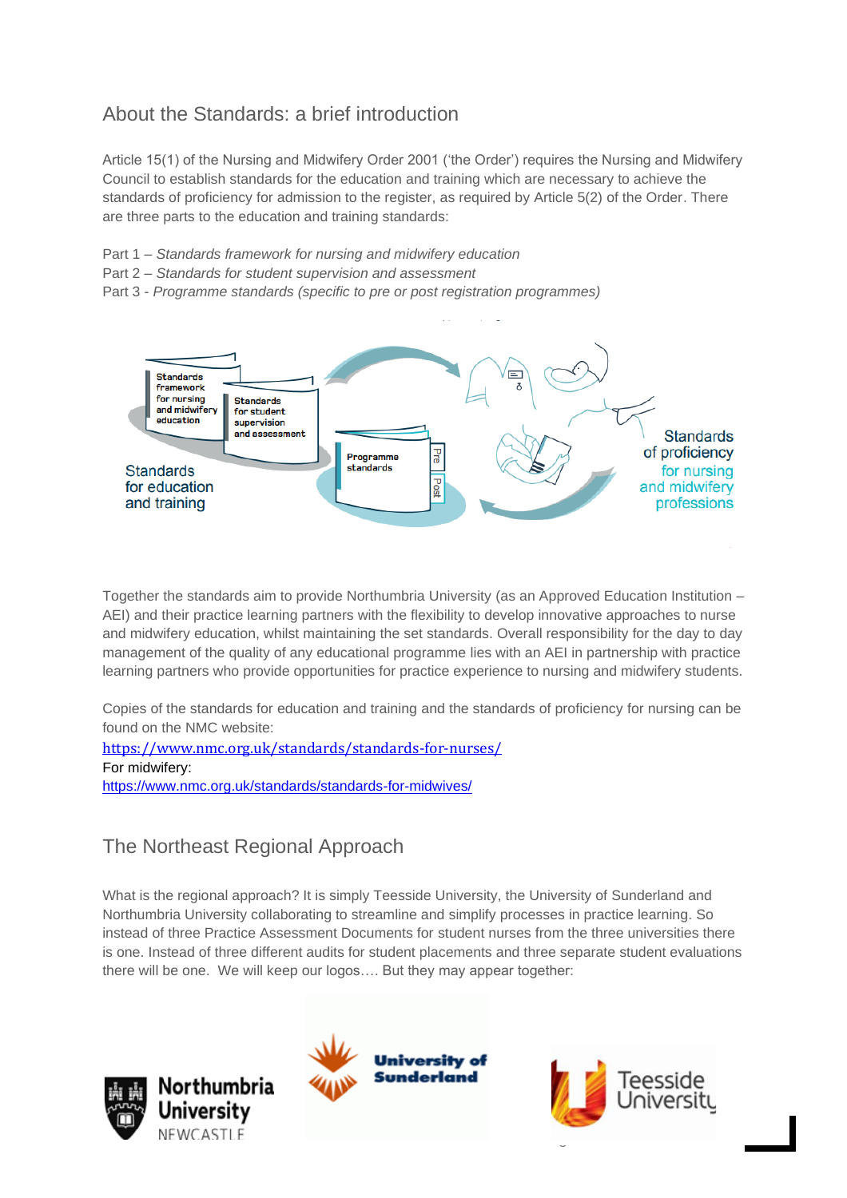## About the Standards: a brief introduction

Article 15(1) of the Nursing and Midwifery Order 2001 ('the Order') requires the Nursing and Midwifery Council to establish standards for the education and training which are necessary to achieve the standards of proficiency for admission to the register, as required by Article 5(2) of the Order. There are three parts to the education and training standards:

Part 1 – *Standards framework for nursing and midwifery education*
Part 2 – *Standards for student supervision and assessment*
Part 3 - *Programme standards (specific to pre or post registration programmes)*

Standards framework for nursing and midwifery education

Standards for student supervision and assessment

Programme standards

Pre

Post

Standards for education and training

Standards of proficiency for nursing and midwifery professions

Together the standards aim to provide Northumbria University (as an Approved Education Institution – AEI) and their practice learning partners with the flexibility to develop innovative approaches to nurse and midwifery education, whilst maintaining the set standards. Overall responsibility for the day to day management of the quality of any educational programme lies with an AEI in partnership with practice learning partners who provide opportunities for practice experience to nursing and midwifery students.

Copies of the standards for education and training and the standards of proficiency for nursing can be found on the NMC website:
https://www.nmc.org.uk/standards/standards-for-nurses/
For midwifery:
https://www.nmc.org.uk/standards/standards-for-midwives/

## The Northeast Regional Approach

What is the regional approach? It is simply Teesside University, the University of Sunderland and Northumbria University collaborating to streamline and simplify processes in practice learning. So instead of three Practice Assessment Documents for student nurses from the three universities there is one. Instead of three different audits for student placements and three separate student evaluations there will be one. We will keep our logos…. But they may appear together:

Northumbria University NEWCASTLE

University of Sunderland

Teesside University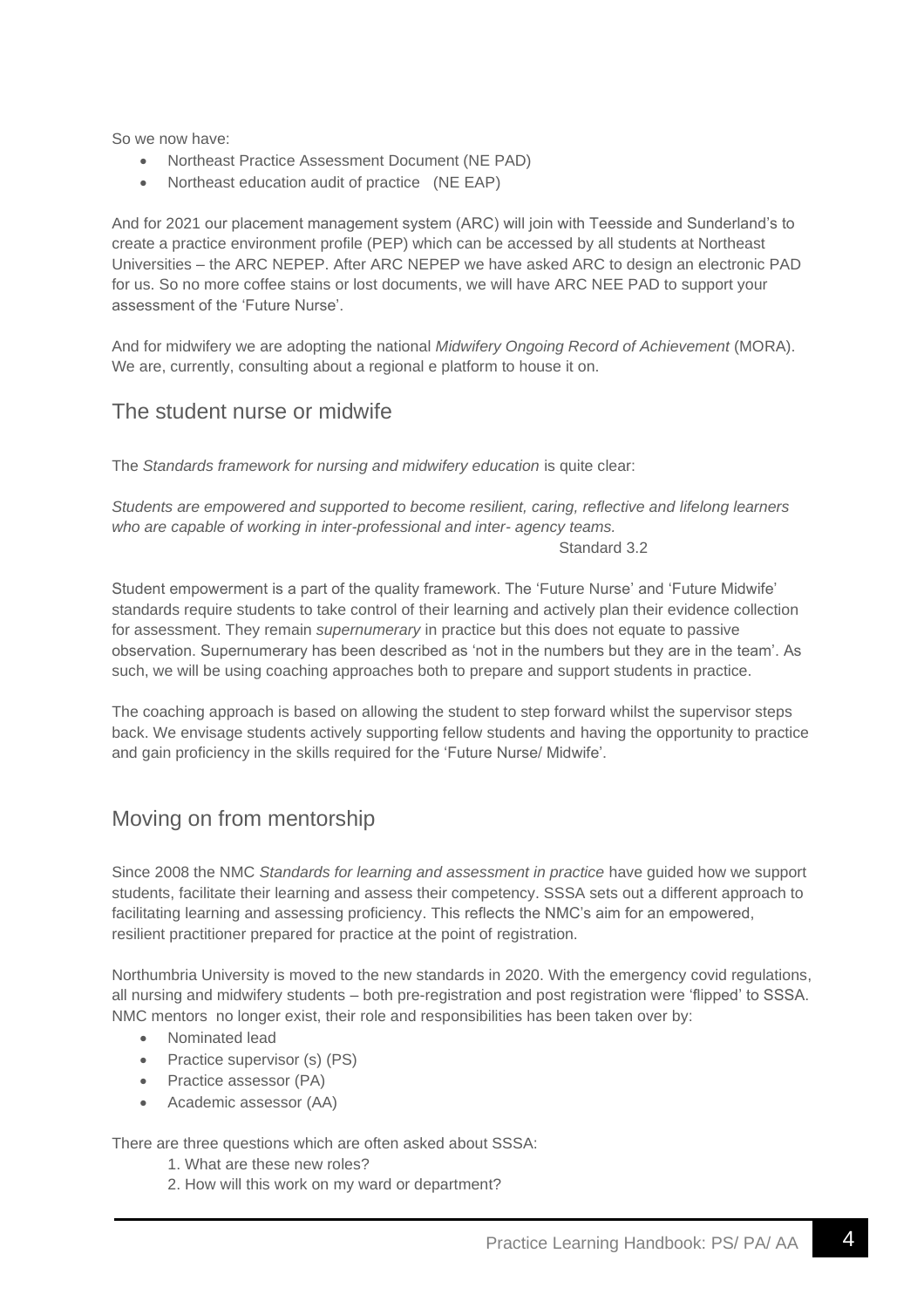So we now have:

- Northeast Practice Assessment Document (NE PAD)
- Northeast education audit of practice (NE EAP)

And for 2021 our placement management system (ARC) will join with Teesside and Sunderland's to create a practice environment profile (PEP) which can be accessed by all students at Northeast Universities – the ARC NEPEP. After ARC NEPEP we have asked ARC to design an electronic PAD for us. So no more coffee stains or lost documents, we will have ARC NEE PAD to support your assessment of the 'Future Nurse'.

And for midwifery we are adopting the national *Midwifery Ongoing Record of Achievement* (MORA). We are, currently, consulting about a regional e platform to house it on.

## The student nurse or midwife

The *Standards framework for nursing and midwifery education* is quite clear:

*Students are empowered and supported to become resilient, caring, reflective and lifelong learners who are capable of working in inter-professional and inter- agency teams.*

Standard 3.2

Student empowerment is a part of the quality framework. The 'Future Nurse' and 'Future Midwife' standards require students to take control of their learning and actively plan their evidence collection for assessment. They remain *supernumerary* in practice but this does not equate to passive observation. Supernumerary has been described as 'not in the numbers but they are in the team'. As such, we will be using coaching approaches both to prepare and support students in practice.

The coaching approach is based on allowing the student to step forward whilst the supervisor steps back. We envisage students actively supporting fellow students and having the opportunity to practice and gain proficiency in the skills required for the 'Future Nurse/ Midwife'.

## Moving on from mentorship

Since 2008 the NMC *Standards for learning and assessment in practice* have guided how we support students, facilitate their learning and assess their competency. SSSA sets out a different approach to facilitating learning and assessing proficiency. This reflects the NMC's aim for an empowered, resilient practitioner prepared for practice at the point of registration.

Northumbria University is moved to the new standards in 2020. With the emergency covid regulations, all nursing and midwifery students – both pre-registration and post registration were 'flipped' to SSSA. NMC mentors no longer exist, their role and responsibilities has been taken over by:

- Nominated lead
- Practice supervisor (s) (PS)
- Practice assessor (PA)
- Academic assessor (AA)

There are three questions which are often asked about SSSA:

1. What are these new roles?
2. How will this work on my ward or department?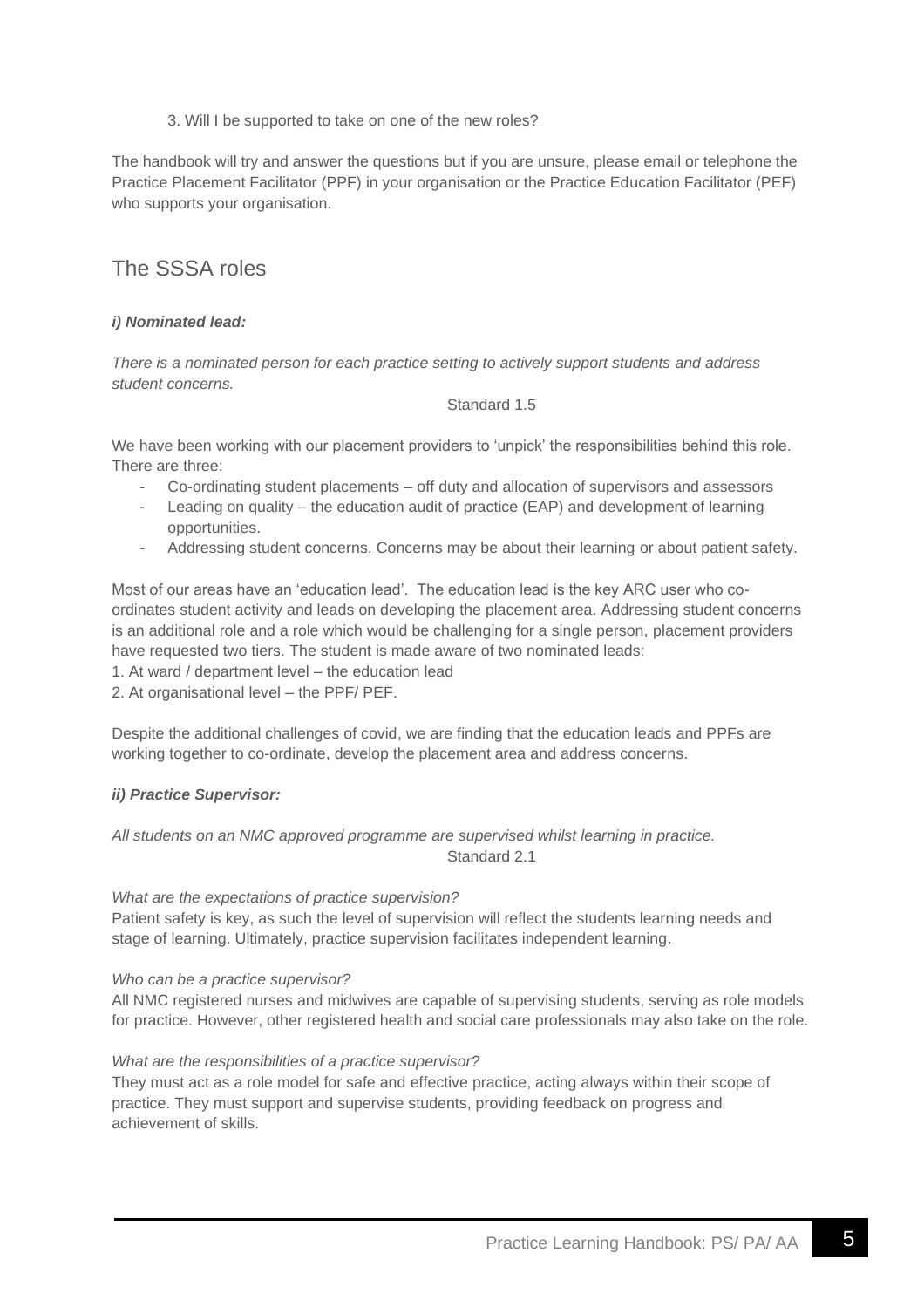3. Will I be supported to take on one of the new roles?

The handbook will try and answer the questions but if you are unsure, please email or telephone the Practice Placement Facilitator (PPF) in your organisation or the Practice Education Facilitator (PEF) who supports your organisation.

## The SSSA roles

### ***i) Nominated lead:***

*There is a nominated person for each practice setting to actively support students and address student concerns.*

Standard 1.5

We have been working with our placement providers to 'unpick' the responsibilities behind this role. There are three:

- Co-ordinating student placements – off duty and allocation of supervisors and assessors
- Leading on quality – the education audit of practice (EAP) and development of learning opportunities.
- Addressing student concerns. Concerns may be about their learning or about patient safety.

Most of our areas have an 'education lead'. The education lead is the key ARC user who co-ordinates student activity and leads on developing the placement area. Addressing student concerns is an additional role and a role which would be challenging for a single person, placement providers have requested two tiers. The student is made aware of two nominated leads:

1. At ward / department level – the education lead
2. At organisational level – the PPF/ PEF.

Despite the additional challenges of covid, we are finding that the education leads and PPFs are working together to co-ordinate, develop the placement area and address concerns.

### ***ii) Practice Supervisor:***

*All students on an NMC approved programme are supervised whilst learning in practice.*

Standard 2.1

*What are the expectations of practice supervision?*

Patient safety is key, as such the level of supervision will reflect the students learning needs and stage of learning. Ultimately, practice supervision facilitates independent learning.

*Who can be a practice supervisor?*

All NMC registered nurses and midwives are capable of supervising students, serving as role models for practice. However, other registered health and social care professionals may also take on the role.

*What are the responsibilities of a practice supervisor?*

They must act as a role model for safe and effective practice, acting always within their scope of practice. They must support and supervise students, providing feedback on progress and achievement of skills.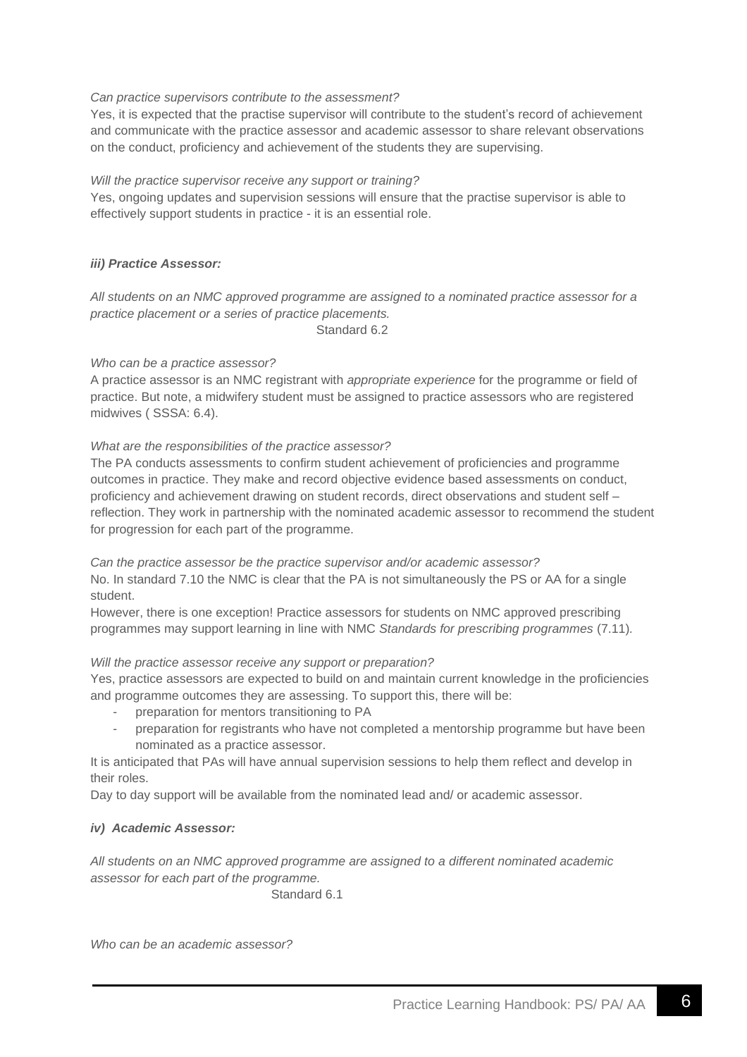*Can practice supervisors contribute to the assessment?*

Yes, it is expected that the practise supervisor will contribute to the student's record of achievement and communicate with the practice assessor and academic assessor to share relevant observations on the conduct, proficiency and achievement of the students they are supervising.

*Will the practice supervisor receive any support or training?*

Yes, ongoing updates and supervision sessions will ensure that the practise supervisor is able to effectively support students in practice - it is an essential role.

***iii) Practice Assessor:***

*All students on an NMC approved programme are assigned to a nominated practice assessor for a practice placement or a series of practice placements.*

Standard 6.2

*Who can be a practice assessor?*

A practice assessor is an NMC registrant with *appropriate experience* for the programme or field of practice. But note, a midwifery student must be assigned to practice assessors who are registered midwives ( SSSA: 6.4).

*What are the responsibilities of the practice assessor?*

The PA conducts assessments to confirm student achievement of proficiencies and programme outcomes in practice. They make and record objective evidence based assessments on conduct, proficiency and achievement drawing on student records, direct observations and student self – reflection. They work in partnership with the nominated academic assessor to recommend the student for progression for each part of the programme.

*Can the practice assessor be the practice supervisor and/or academic assessor?*

No. In standard 7.10 the NMC is clear that the PA is not simultaneously the PS or AA for a single student.

However, there is one exception! Practice assessors for students on NMC approved prescribing programmes may support learning in line with NMC *Standards for prescribing programmes* (7.11).

*Will the practice assessor receive any support or preparation?*

Yes, practice assessors are expected to build on and maintain current knowledge in the proficiencies and programme outcomes they are assessing. To support this, there will be:

- preparation for mentors transitioning to PA
- preparation for registrants who have not completed a mentorship programme but have been nominated as a practice assessor.

It is anticipated that PAs will have annual supervision sessions to help them reflect and develop in their roles.

Day to day support will be available from the nominated lead and/ or academic assessor.

***iv) Academic Assessor:***

*All students on an NMC approved programme are assigned to a different nominated academic assessor for each part of the programme.*

Standard 6.1

*Who can be an academic assessor?*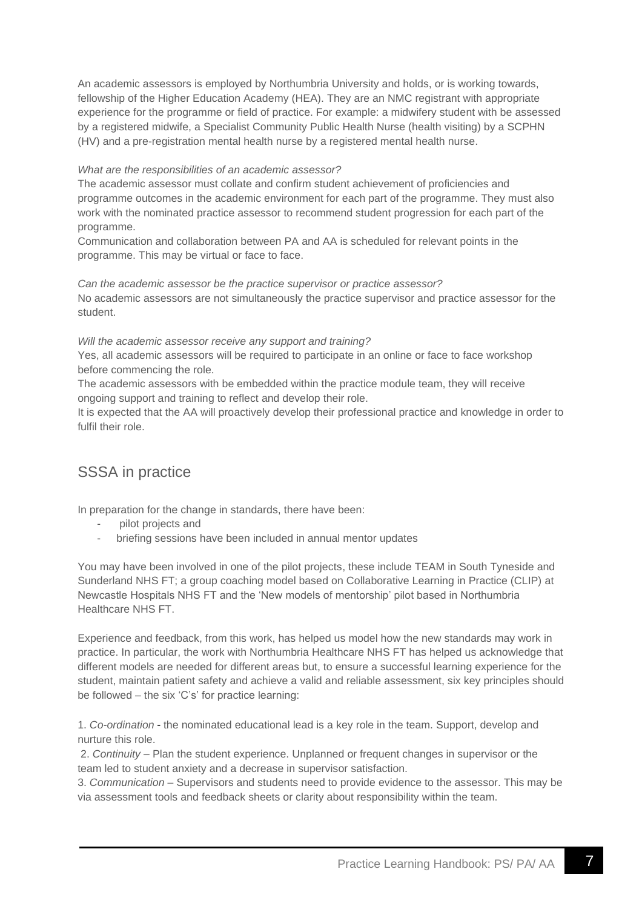An academic assessors is employed by Northumbria University and holds, or is working towards, fellowship of the Higher Education Academy (HEA). They are an NMC registrant with appropriate experience for the programme or field of practice. For example: a midwifery student with be assessed by a registered midwife, a Specialist Community Public Health Nurse (health visiting) by a SCPHN (HV) and a pre-registration mental health nurse by a registered mental health nurse.

*What are the responsibilities of an academic assessor?*

The academic assessor must collate and confirm student achievement of proficiencies and programme outcomes in the academic environment for each part of the programme. They must also work with the nominated practice assessor to recommend student progression for each part of the programme.

Communication and collaboration between PA and AA is scheduled for relevant points in the programme. This may be virtual or face to face.

*Can the academic assessor be the practice supervisor or practice assessor?*

No academic assessors are not simultaneously the practice supervisor and practice assessor for the student.

*Will the academic assessor receive any support and training?*

Yes, all academic assessors will be required to participate in an online or face to face workshop before commencing the role.

The academic assessors with be embedded within the practice module team, they will receive ongoing support and training to reflect and develop their role.

It is expected that the AA will proactively develop their professional practice and knowledge in order to fulfil their role.

## SSSA in practice

In preparation for the change in standards, there have been:

- pilot projects and
- briefing sessions have been included in annual mentor updates

You may have been involved in one of the pilot projects, these include TEAM in South Tyneside and Sunderland NHS FT; a group coaching model based on Collaborative Learning in Practice (CLIP) at Newcastle Hospitals NHS FT and the 'New models of mentorship' pilot based in Northumbria Healthcare NHS FT.

Experience and feedback, from this work, has helped us model how the new standards may work in practice. In particular, the work with Northumbria Healthcare NHS FT has helped us acknowledge that different models are needed for different areas but, to ensure a successful learning experience for the student, maintain patient safety and achieve a valid and reliable assessment, six key principles should be followed – the six 'C's' for practice learning:

1. *Co-ordination* - the nominated educational lead is a key role in the team. Support, develop and nurture this role.
2. *Continuity* – Plan the student experience. Unplanned or frequent changes in supervisor or the team led to student anxiety and a decrease in supervisor satisfaction.
3. *Communication* – Supervisors and students need to provide evidence to the assessor. This may be via assessment tools and feedback sheets or clarity about responsibility within the team.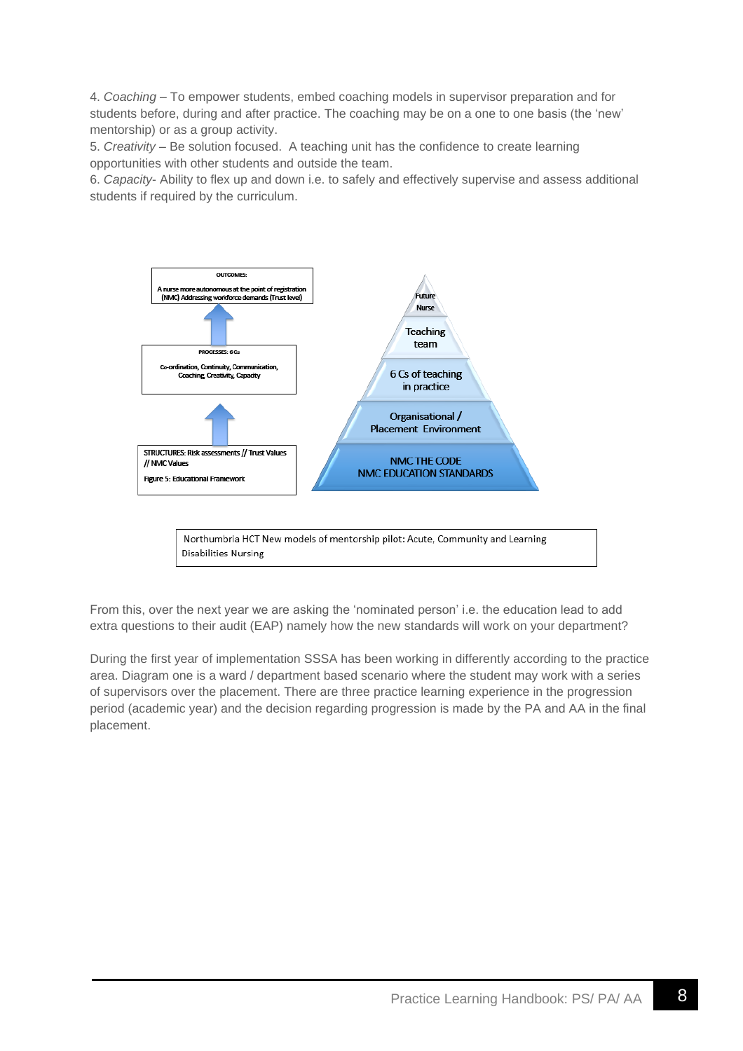4. *Coaching* – To empower students, embed coaching models in supervisor preparation and for students before, during and after practice. The coaching may be on a one to one basis (the 'new' mentorship) or as a group activity.

5. *Creativity* – Be solution focused. A teaching unit has the confidence to create learning opportunities with other students and outside the team.

6. *Capacity*- Ability to flex up and down i.e. to safely and effectively supervise and assess additional students if required by the curriculum.

OUTCOMES:
A nurse more autonomous at the point of registration (NMC) Addressing workforce demands (Trust level)

PROCESSES: 6 Cs
Co-ordination, Continuity, Communication, Coaching, Creativity, Capacity

STRUCTURES: Risk assessments // Trust Values // NMC Values

Figure 5: Educational Framework

Future Nurse

Teaching team

6 Cs of teaching in practice

Organisational / Placement Environment

NMC THE CODE
NMC EDUCATION STANDARDS

Northumbria HCT New models of mentorship pilot: Acute, Community and Learning Disabilities Nursing

From this, over the next year we are asking the 'nominated person' i.e. the education lead to add extra questions to their audit (EAP) namely how the new standards will work on your department?

During the first year of implementation SSSA has been working in differently according to the practice area. Diagram one is a ward / department based scenario where the student may work with a series of supervisors over the placement. There are three practice learning experience in the progression period (academic year) and the decision regarding progression is made by the PA and AA in the final placement.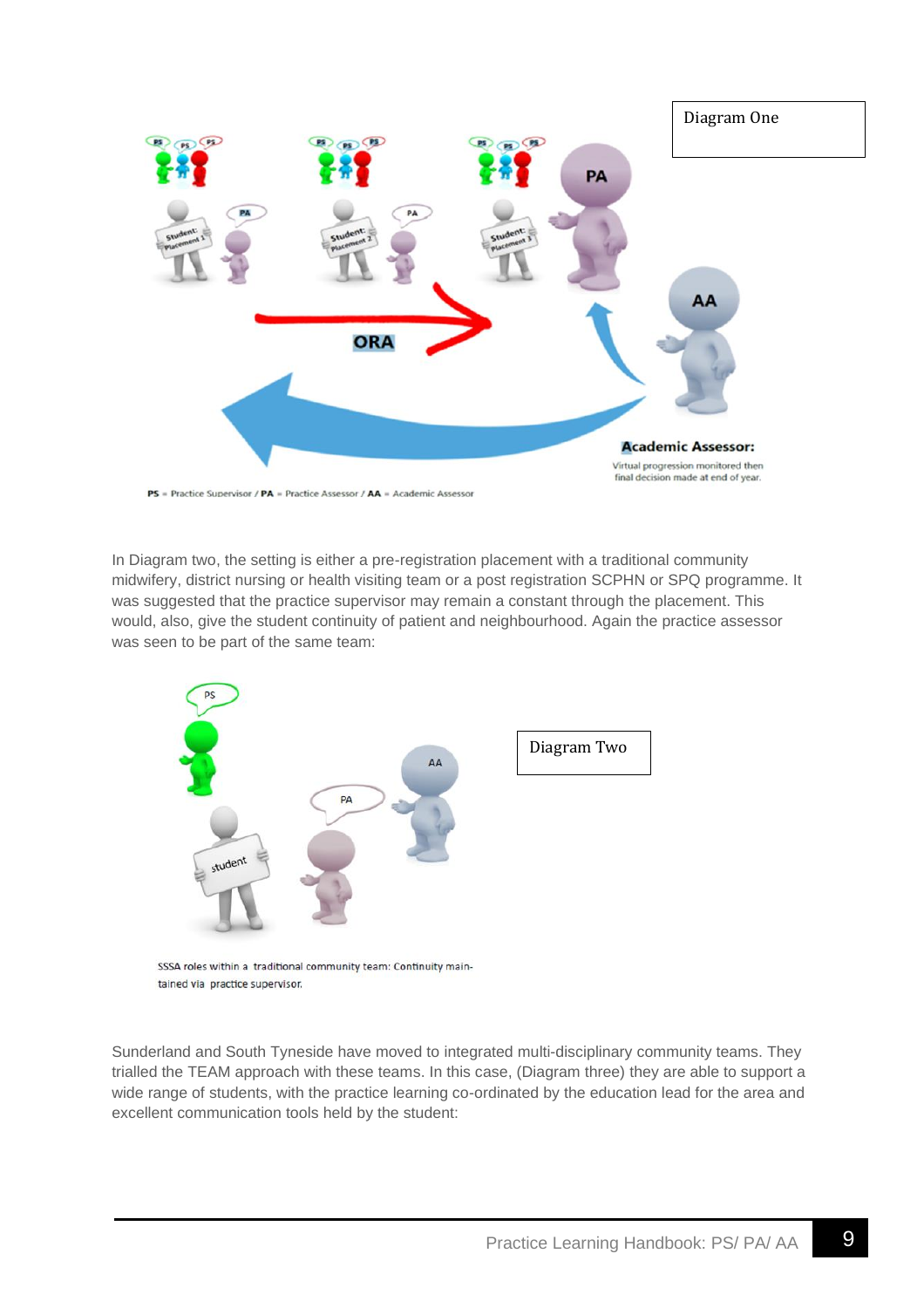Diagram One

Academic Assessor: Virtual progression monitored then final decision made at end of year.

PS = Practice Supervisor / PA = Practice Assessor / AA = Academic Assessor

In Diagram two, the setting is either a pre-registration placement with a traditional community midwifery, district nursing or health visiting team or a post registration SCPHN or SPQ programme. It was suggested that the practice supervisor may remain a constant through the placement. This would, also, give the student continuity of patient and neighbourhood. Again the practice assessor was seen to be part of the same team:

Diagram Two

SSSA roles within a traditional community team: Continuity maintained via practice supervisor.

Sunderland and South Tyneside have moved to integrated multi-disciplinary community teams. They trialled the TEAM approach with these teams. In this case, (Diagram three) they are able to support a wide range of students, with the practice learning co-ordinated by the education lead for the area and excellent communication tools held by the student: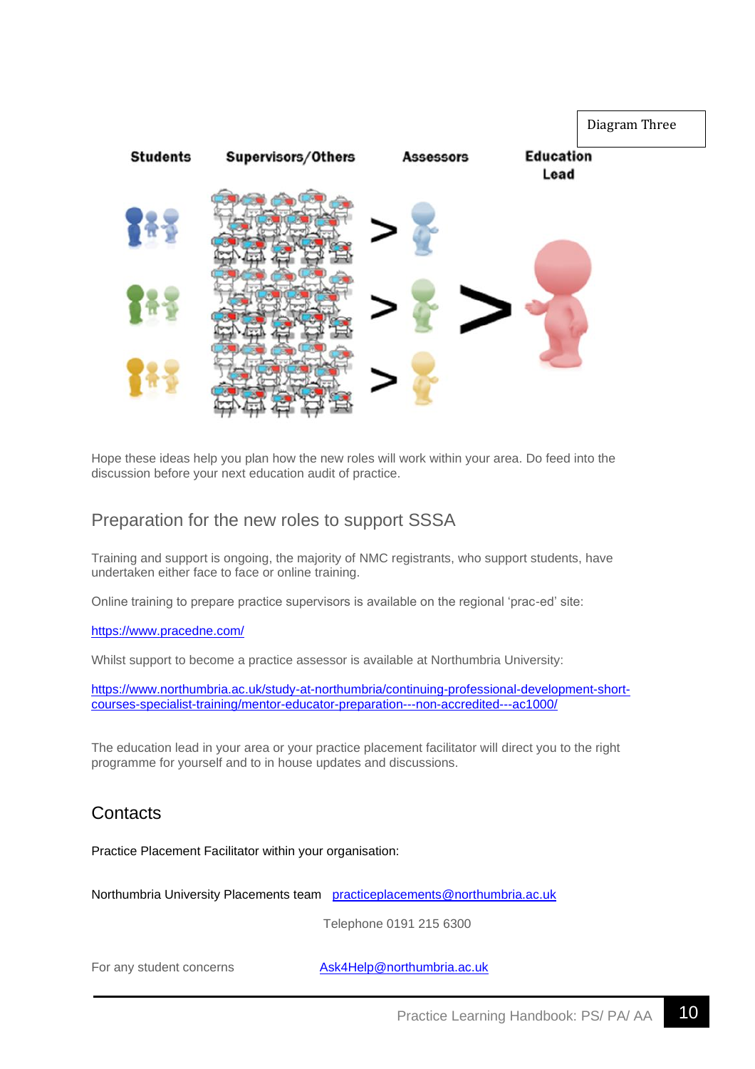Diagram Three

Students | Supervisors/Others | Assessors | Education Lead

Hope these ideas help you plan how the new roles will work within your area. Do feed into the discussion before your next education audit of practice.

## Preparation for the new roles to support SSSA

Training and support is ongoing, the majority of NMC registrants, who support students, have undertaken either face to face or online training.

Online training to prepare practice supervisors is available on the regional 'prac-ed' site:

https://www.pracedne.com/

Whilst support to become a practice assessor is available at Northumbria University:

https://www.northumbria.ac.uk/study-at-northumbria/continuing-professional-development-short-courses-specialist-training/mentor-educator-preparation---non-accredited---ac1000/

The education lead in your area or your practice placement facilitator will direct you to the right programme for yourself and to in house updates and discussions.

## Contacts

Practice Placement Facilitator within your organisation:

Northumbria University Placements team practiceplacements@northumbria.ac.uk

Telephone 0191 215 6300

For any student concerns Ask4Help@northumbria.ac.uk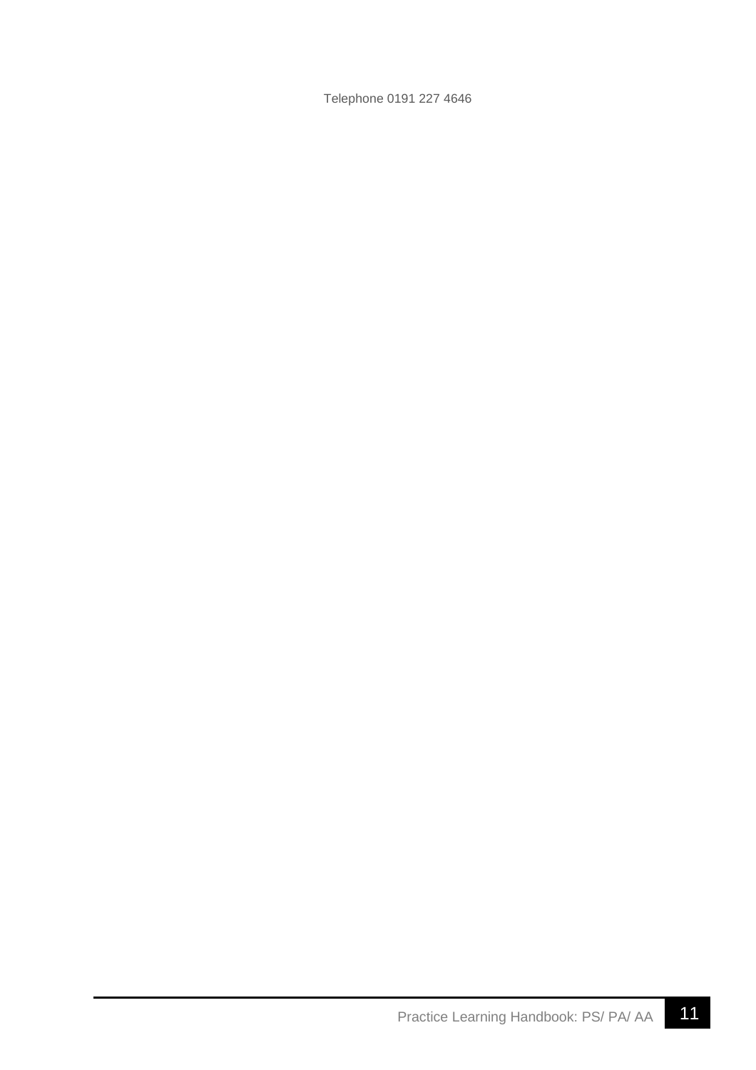Telephone 0191 227 4646